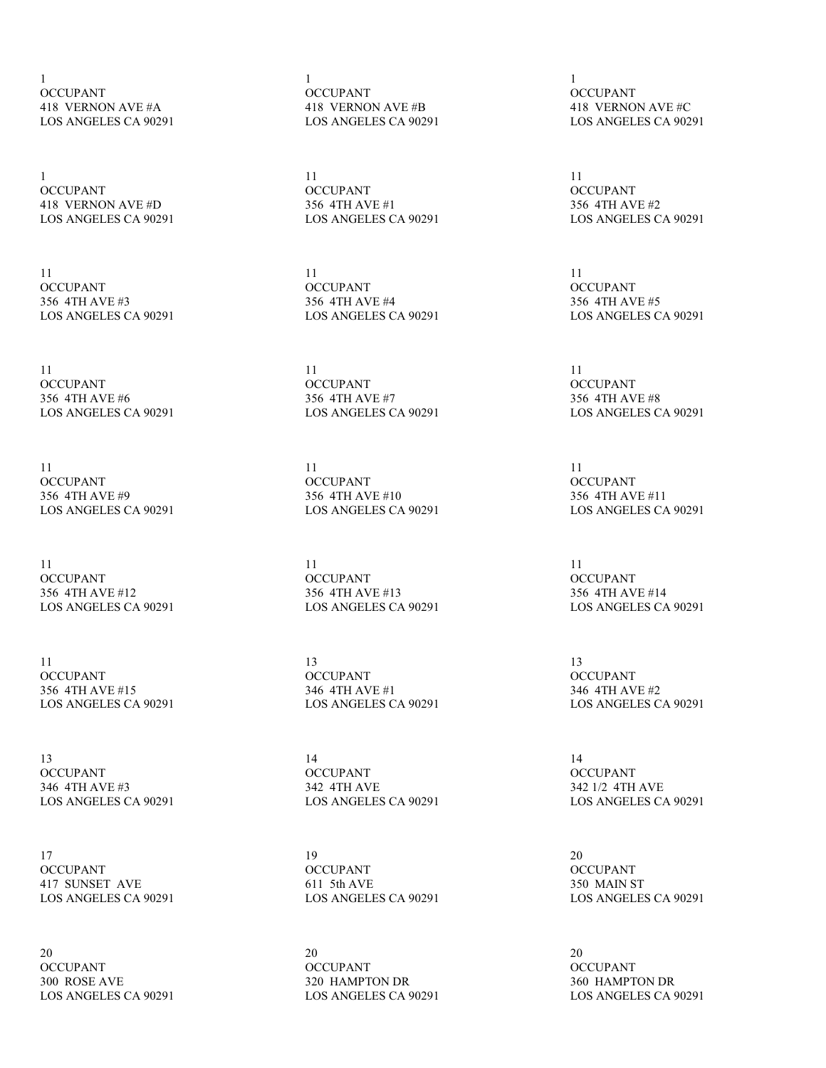1
OCCUPANT
418 VERNON AVE #A
LOS ANGELES CA 90291

1
OCCUPANT
418 VERNON AVE #B
LOS ANGELES CA 90291

1
OCCUPANT
418 VERNON AVE #C
LOS ANGELES CA 90291

1
OCCUPANT
418 VERNON AVE #D
LOS ANGELES CA 90291

11
OCCUPANT
356 4TH AVE #1
LOS ANGELES CA 90291

11
OCCUPANT
356 4TH AVE #2
LOS ANGELES CA 90291

11
OCCUPANT
356 4TH AVE #3
LOS ANGELES CA 90291

11
OCCUPANT
356 4TH AVE #4
LOS ANGELES CA 90291

11
OCCUPANT
356 4TH AVE #5
LOS ANGELES CA 90291

11
OCCUPANT
356 4TH AVE #6
LOS ANGELES CA 90291

11
OCCUPANT
356 4TH AVE #7
LOS ANGELES CA 90291

11
OCCUPANT
356 4TH AVE #8
LOS ANGELES CA 90291

11
OCCUPANT
356 4TH AVE #9
LOS ANGELES CA 90291

11
OCCUPANT
356 4TH AVE #10
LOS ANGELES CA 90291

11
OCCUPANT
356 4TH AVE #11
LOS ANGELES CA 90291

11
OCCUPANT
356 4TH AVE #12
LOS ANGELES CA 90291

11
OCCUPANT
356 4TH AVE #13
LOS ANGELES CA 90291

11
OCCUPANT
356 4TH AVE #14
LOS ANGELES CA 90291

11
OCCUPANT
356 4TH AVE #15
LOS ANGELES CA 90291

13
OCCUPANT
346 4TH AVE #1
LOS ANGELES CA 90291

13
OCCUPANT
346 4TH AVE #2
LOS ANGELES CA 90291

13
OCCUPANT
346 4TH AVE #3
LOS ANGELES CA 90291

14
OCCUPANT
342 4TH AVE
LOS ANGELES CA 90291

14
OCCUPANT
342 1/2 4TH AVE
LOS ANGELES CA 90291

17
OCCUPANT
417 SUNSET AVE
LOS ANGELES CA 90291

19
OCCUPANT
611 5th AVE
LOS ANGELES CA 90291

20
OCCUPANT
350 MAIN ST
LOS ANGELES CA 90291

20
OCCUPANT
300 ROSE AVE
LOS ANGELES CA 90291

20
OCCUPANT
320 HAMPTON DR
LOS ANGELES CA 90291

20
OCCUPANT
360 HAMPTON DR
LOS ANGELES CA 90291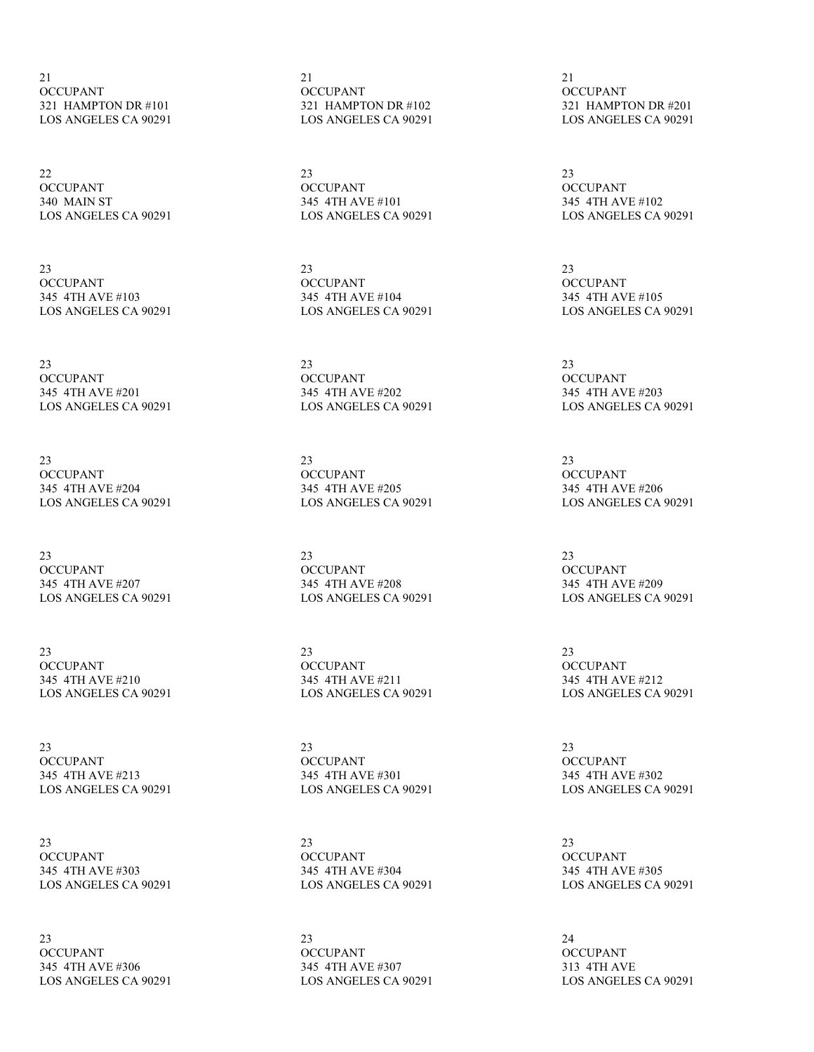21
OCCUPANT
321  HAMPTON DR #101
LOS ANGELES CA 90291

21
OCCUPANT
321  HAMPTON DR #102
LOS ANGELES CA 90291

21
OCCUPANT
321  HAMPTON DR #201
LOS ANGELES CA 90291

22
OCCUPANT
340  MAIN ST
LOS ANGELES CA 90291

23
OCCUPANT
345  4TH AVE #101
LOS ANGELES CA 90291

23
OCCUPANT
345  4TH AVE #102
LOS ANGELES CA 90291

23
OCCUPANT
345  4TH AVE #103
LOS ANGELES CA 90291

23
OCCUPANT
345  4TH AVE #104
LOS ANGELES CA 90291

23
OCCUPANT
345  4TH AVE #105
LOS ANGELES CA 90291

23
OCCUPANT
345  4TH AVE #201
LOS ANGELES CA 90291

23
OCCUPANT
345  4TH AVE #202
LOS ANGELES CA 90291

23
OCCUPANT
345  4TH AVE #203
LOS ANGELES CA 90291

23
OCCUPANT
345  4TH AVE #204
LOS ANGELES CA 90291

23
OCCUPANT
345  4TH AVE #205
LOS ANGELES CA 90291

23
OCCUPANT
345  4TH AVE #206
LOS ANGELES CA 90291

23
OCCUPANT
345  4TH AVE #207
LOS ANGELES CA 90291

23
OCCUPANT
345  4TH AVE #208
LOS ANGELES CA 90291

23
OCCUPANT
345  4TH AVE #209
LOS ANGELES CA 90291

23
OCCUPANT
345  4TH AVE #210
LOS ANGELES CA 90291

23
OCCUPANT
345  4TH AVE #211
LOS ANGELES CA 90291

23
OCCUPANT
345  4TH AVE #212
LOS ANGELES CA 90291

23
OCCUPANT
345  4TH AVE #213
LOS ANGELES CA 90291

23
OCCUPANT
345  4TH AVE #301
LOS ANGELES CA 90291

23
OCCUPANT
345  4TH AVE #302
LOS ANGELES CA 90291

23
OCCUPANT
345  4TH AVE #303
LOS ANGELES CA 90291

23
OCCUPANT
345  4TH AVE #304
LOS ANGELES CA 90291

23
OCCUPANT
345  4TH AVE #305
LOS ANGELES CA 90291

23
OCCUPANT
345  4TH AVE #306
LOS ANGELES CA 90291

23
OCCUPANT
345  4TH AVE #307
LOS ANGELES CA 90291

24
OCCUPANT
313  4TH AVE
LOS ANGELES CA 90291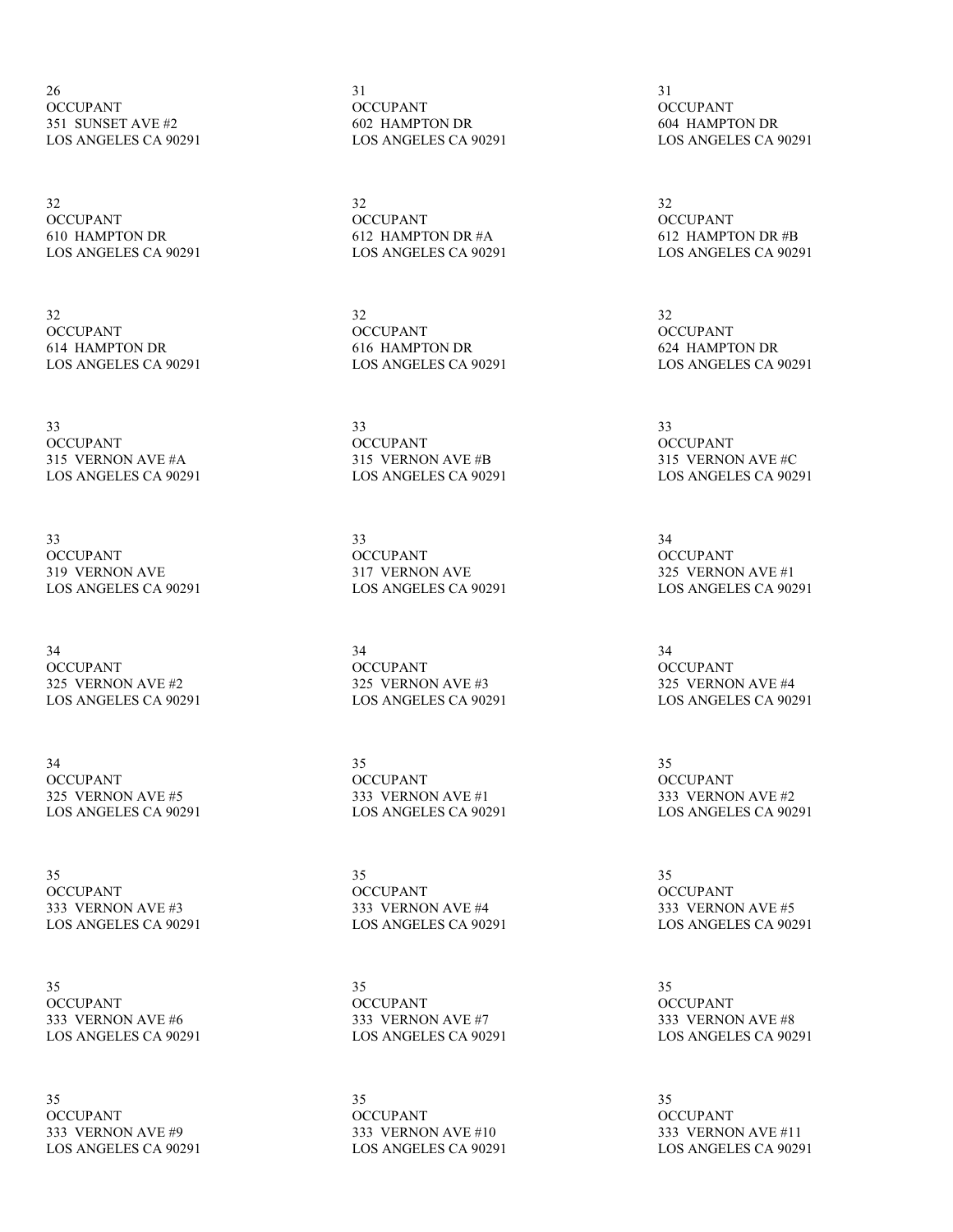26
OCCUPANT
351 SUNSET AVE #2
LOS ANGELES CA 90291

31
OCCUPANT
602 HAMPTON DR
LOS ANGELES CA 90291

31
OCCUPANT
604 HAMPTON DR
LOS ANGELES CA 90291

32
OCCUPANT
610 HAMPTON DR
LOS ANGELES CA 90291

32
OCCUPANT
612 HAMPTON DR #A
LOS ANGELES CA 90291

32
OCCUPANT
612 HAMPTON DR #B
LOS ANGELES CA 90291

32
OCCUPANT
614 HAMPTON DR
LOS ANGELES CA 90291

32
OCCUPANT
616 HAMPTON DR
LOS ANGELES CA 90291

32
OCCUPANT
624 HAMPTON DR
LOS ANGELES CA 90291

33
OCCUPANT
315 VERNON AVE #A
LOS ANGELES CA 90291

33
OCCUPANT
315 VERNON AVE #B
LOS ANGELES CA 90291

33
OCCUPANT
315 VERNON AVE #C
LOS ANGELES CA 90291

33
OCCUPANT
319 VERNON AVE
LOS ANGELES CA 90291

33
OCCUPANT
317 VERNON AVE
LOS ANGELES CA 90291

34
OCCUPANT
325 VERNON AVE #1
LOS ANGELES CA 90291

34
OCCUPANT
325 VERNON AVE #2
LOS ANGELES CA 90291

34
OCCUPANT
325 VERNON AVE #3
LOS ANGELES CA 90291

34
OCCUPANT
325 VERNON AVE #4
LOS ANGELES CA 90291

34
OCCUPANT
325 VERNON AVE #5
LOS ANGELES CA 90291

35
OCCUPANT
333 VERNON AVE #1
LOS ANGELES CA 90291

35
OCCUPANT
333 VERNON AVE #2
LOS ANGELES CA 90291

35
OCCUPANT
333 VERNON AVE #3
LOS ANGELES CA 90291

35
OCCUPANT
333 VERNON AVE #4
LOS ANGELES CA 90291

35
OCCUPANT
333 VERNON AVE #5
LOS ANGELES CA 90291

35
OCCUPANT
333 VERNON AVE #6
LOS ANGELES CA 90291

35
OCCUPANT
333 VERNON AVE #7
LOS ANGELES CA 90291

35
OCCUPANT
333 VERNON AVE #8
LOS ANGELES CA 90291

35
OCCUPANT
333 VERNON AVE #9
LOS ANGELES CA 90291

35
OCCUPANT
333 VERNON AVE #10
LOS ANGELES CA 90291

35
OCCUPANT
333 VERNON AVE #11
LOS ANGELES CA 90291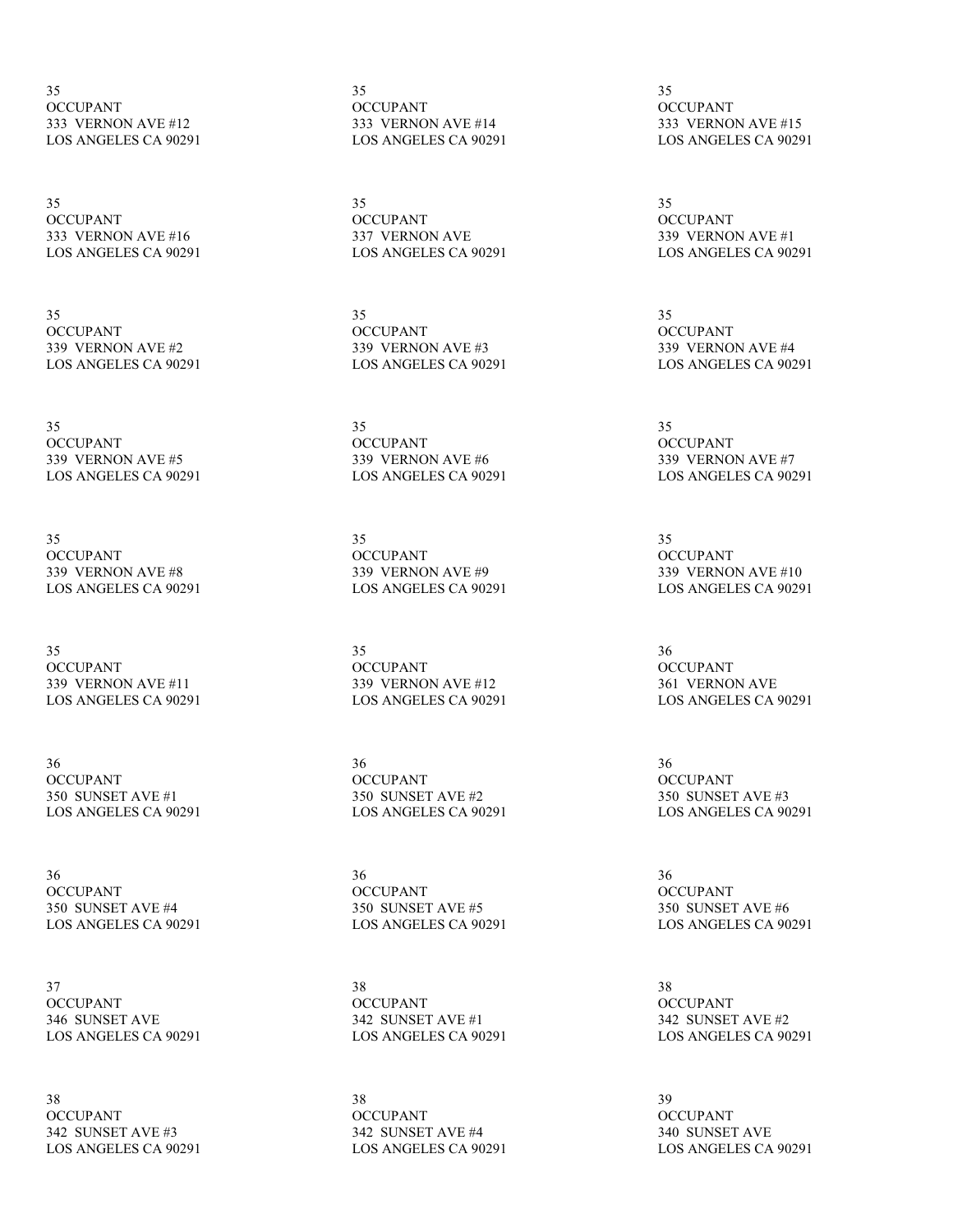35
OCCUPANT
333 VERNON AVE #12
LOS ANGELES CA 90291

35
OCCUPANT
333 VERNON AVE #14
LOS ANGELES CA 90291

35
OCCUPANT
333 VERNON AVE #15
LOS ANGELES CA 90291

35
OCCUPANT
333 VERNON AVE #16
LOS ANGELES CA 90291

35
OCCUPANT
337 VERNON AVE
LOS ANGELES CA 90291

35
OCCUPANT
339 VERNON AVE #1
LOS ANGELES CA 90291

35
OCCUPANT
339 VERNON AVE #2
LOS ANGELES CA 90291

35
OCCUPANT
339 VERNON AVE #3
LOS ANGELES CA 90291

35
OCCUPANT
339 VERNON AVE #4
LOS ANGELES CA 90291

35
OCCUPANT
339 VERNON AVE #5
LOS ANGELES CA 90291

35
OCCUPANT
339 VERNON AVE #6
LOS ANGELES CA 90291

35
OCCUPANT
339 VERNON AVE #7
LOS ANGELES CA 90291

35
OCCUPANT
339 VERNON AVE #8
LOS ANGELES CA 90291

35
OCCUPANT
339 VERNON AVE #9
LOS ANGELES CA 90291

35
OCCUPANT
339 VERNON AVE #10
LOS ANGELES CA 90291

35
OCCUPANT
339 VERNON AVE #11
LOS ANGELES CA 90291

35
OCCUPANT
339 VERNON AVE #12
LOS ANGELES CA 90291

36
OCCUPANT
361 VERNON AVE
LOS ANGELES CA 90291

36
OCCUPANT
350 SUNSET AVE #1
LOS ANGELES CA 90291

36
OCCUPANT
350 SUNSET AVE #2
LOS ANGELES CA 90291

36
OCCUPANT
350 SUNSET AVE #3
LOS ANGELES CA 90291

36
OCCUPANT
350 SUNSET AVE #4
LOS ANGELES CA 90291

36
OCCUPANT
350 SUNSET AVE #5
LOS ANGELES CA 90291

36
OCCUPANT
350 SUNSET AVE #6
LOS ANGELES CA 90291

37
OCCUPANT
346 SUNSET AVE
LOS ANGELES CA 90291

38
OCCUPANT
342 SUNSET AVE #1
LOS ANGELES CA 90291

38
OCCUPANT
342 SUNSET AVE #2
LOS ANGELES CA 90291

38
OCCUPANT
342 SUNSET AVE #3
LOS ANGELES CA 90291

38
OCCUPANT
342 SUNSET AVE #4
LOS ANGELES CA 90291

39
OCCUPANT
340 SUNSET AVE
LOS ANGELES CA 90291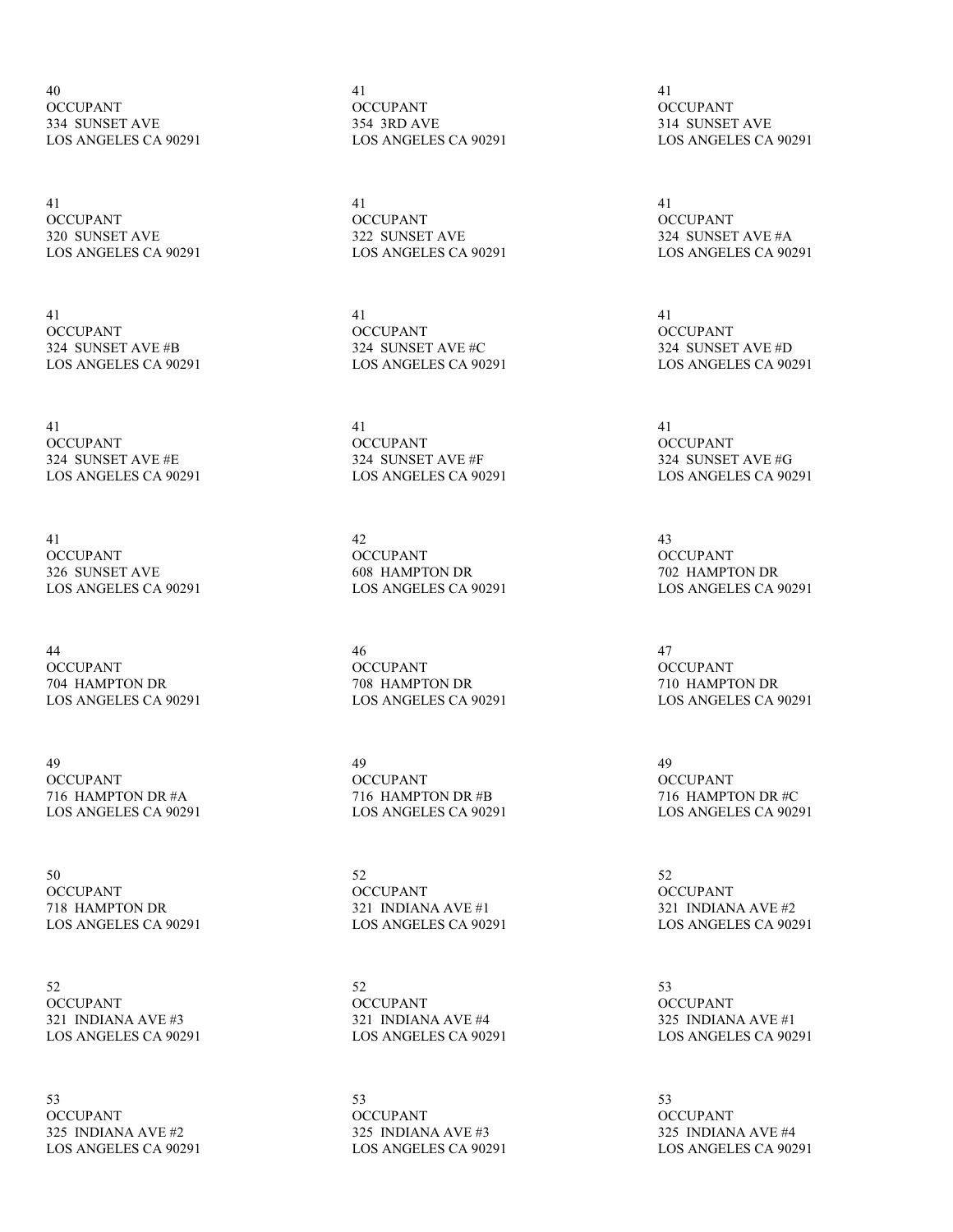40
OCCUPANT
334 SUNSET AVE
LOS ANGELES CA 90291

41
OCCUPANT
354 3RD AVE
LOS ANGELES CA 90291

41
OCCUPANT
314 SUNSET AVE
LOS ANGELES CA 90291

41
OCCUPANT
320 SUNSET AVE
LOS ANGELES CA 90291

41
OCCUPANT
322 SUNSET AVE
LOS ANGELES CA 90291

41
OCCUPANT
324 SUNSET AVE #A
LOS ANGELES CA 90291

41
OCCUPANT
324 SUNSET AVE #B
LOS ANGELES CA 90291

41
OCCUPANT
324 SUNSET AVE #C
LOS ANGELES CA 90291

41
OCCUPANT
324 SUNSET AVE #D
LOS ANGELES CA 90291

41
OCCUPANT
324 SUNSET AVE #E
LOS ANGELES CA 90291

41
OCCUPANT
324 SUNSET AVE #F
LOS ANGELES CA 90291

41
OCCUPANT
324 SUNSET AVE #G
LOS ANGELES CA 90291

41
OCCUPANT
326 SUNSET AVE
LOS ANGELES CA 90291

42
OCCUPANT
608 HAMPTON DR
LOS ANGELES CA 90291

43
OCCUPANT
702 HAMPTON DR
LOS ANGELES CA 90291

44
OCCUPANT
704 HAMPTON DR
LOS ANGELES CA 90291

46
OCCUPANT
708 HAMPTON DR
LOS ANGELES CA 90291

47
OCCUPANT
710 HAMPTON DR
LOS ANGELES CA 90291

49
OCCUPANT
716 HAMPTON DR #A
LOS ANGELES CA 90291

49
OCCUPANT
716 HAMPTON DR #B
LOS ANGELES CA 90291

49
OCCUPANT
716 HAMPTON DR #C
LOS ANGELES CA 90291

50
OCCUPANT
718 HAMPTON DR
LOS ANGELES CA 90291

52
OCCUPANT
321 INDIANA AVE #1
LOS ANGELES CA 90291

52
OCCUPANT
321 INDIANA AVE #2
LOS ANGELES CA 90291

52
OCCUPANT
321 INDIANA AVE #3
LOS ANGELES CA 90291

52
OCCUPANT
321 INDIANA AVE #4
LOS ANGELES CA 90291

53
OCCUPANT
325 INDIANA AVE #1
LOS ANGELES CA 90291

53
OCCUPANT
325 INDIANA AVE #2
LOS ANGELES CA 90291

53
OCCUPANT
325 INDIANA AVE #3
LOS ANGELES CA 90291

53
OCCUPANT
325 INDIANA AVE #4
LOS ANGELES CA 90291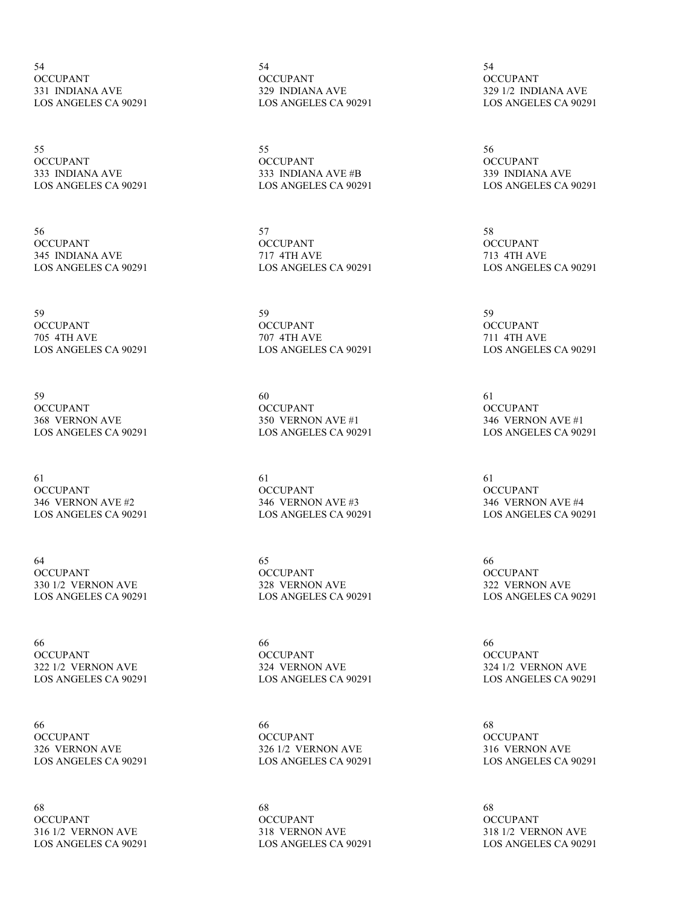54
OCCUPANT
331 INDIANA AVE
LOS ANGELES CA 90291

54
OCCUPANT
329 INDIANA AVE
LOS ANGELES CA 90291

54
OCCUPANT
329 1/2 INDIANA AVE
LOS ANGELES CA 90291

55
OCCUPANT
333 INDIANA AVE
LOS ANGELES CA 90291

55
OCCUPANT
333 INDIANA AVE #B
LOS ANGELES CA 90291

56
OCCUPANT
339 INDIANA AVE
LOS ANGELES CA 90291

56
OCCUPANT
345 INDIANA AVE
LOS ANGELES CA 90291

57
OCCUPANT
717 4TH AVE
LOS ANGELES CA 90291

58
OCCUPANT
713 4TH AVE
LOS ANGELES CA 90291

59
OCCUPANT
705 4TH AVE
LOS ANGELES CA 90291

59
OCCUPANT
707 4TH AVE
LOS ANGELES CA 90291

59
OCCUPANT
711 4TH AVE
LOS ANGELES CA 90291

59
OCCUPANT
368 VERNON AVE
LOS ANGELES CA 90291

60
OCCUPANT
350 VERNON AVE #1
LOS ANGELES CA 90291

61
OCCUPANT
346 VERNON AVE #1
LOS ANGELES CA 90291

61
OCCUPANT
346 VERNON AVE #2
LOS ANGELES CA 90291

61
OCCUPANT
346 VERNON AVE #3
LOS ANGELES CA 90291

61
OCCUPANT
346 VERNON AVE #4
LOS ANGELES CA 90291

64
OCCUPANT
330 1/2 VERNON AVE
LOS ANGELES CA 90291

65
OCCUPANT
328 VERNON AVE
LOS ANGELES CA 90291

66
OCCUPANT
322 VERNON AVE
LOS ANGELES CA 90291

66
OCCUPANT
322 1/2 VERNON AVE
LOS ANGELES CA 90291

66
OCCUPANT
324 VERNON AVE
LOS ANGELES CA 90291

66
OCCUPANT
324 1/2 VERNON AVE
LOS ANGELES CA 90291

66
OCCUPANT
326 VERNON AVE
LOS ANGELES CA 90291

66
OCCUPANT
326 1/2 VERNON AVE
LOS ANGELES CA 90291

68
OCCUPANT
316 VERNON AVE
LOS ANGELES CA 90291

68
OCCUPANT
316 1/2 VERNON AVE
LOS ANGELES CA 90291

68
OCCUPANT
318 VERNON AVE
LOS ANGELES CA 90291

68
OCCUPANT
318 1/2 VERNON AVE
LOS ANGELES CA 90291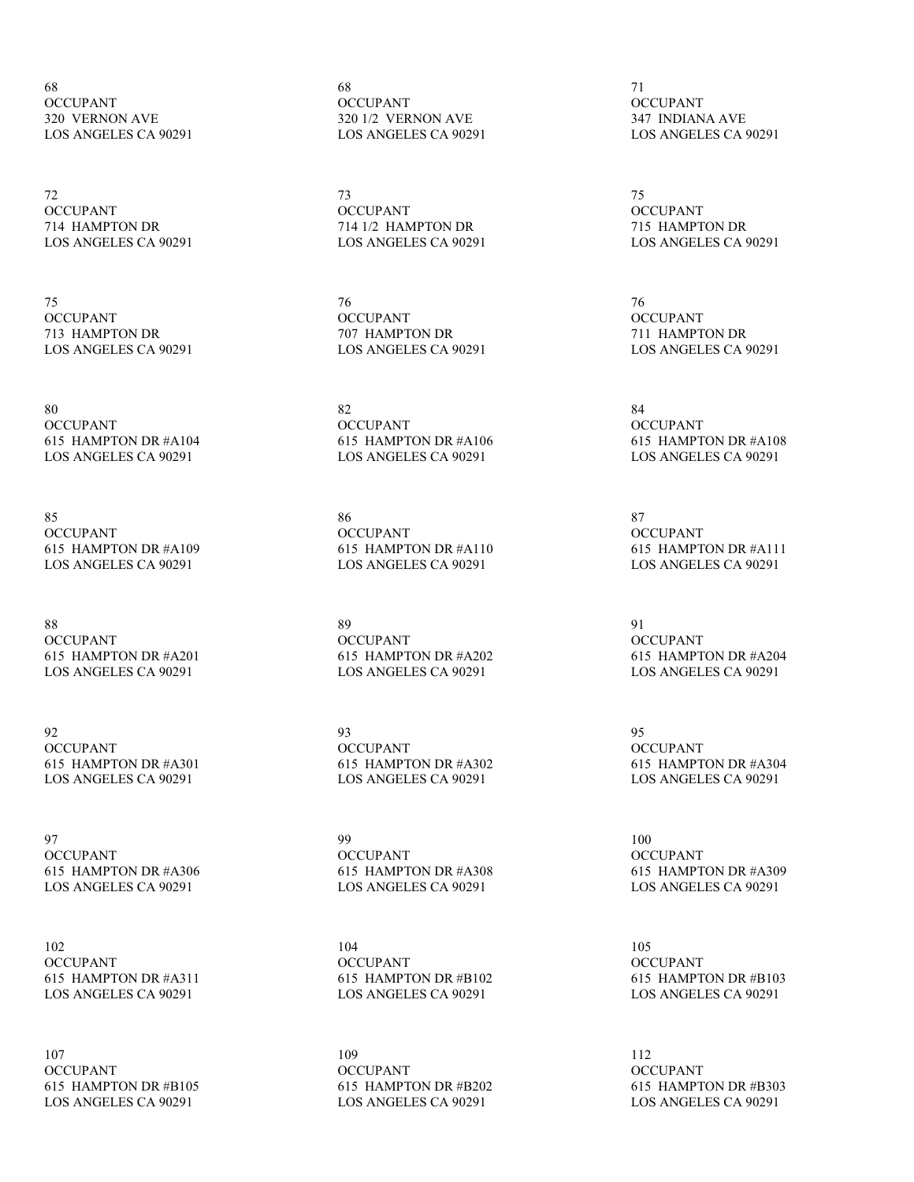68
OCCUPANT
320 VERNON AVE
LOS ANGELES CA 90291

68
OCCUPANT
320 1/2 VERNON AVE
LOS ANGELES CA 90291

71
OCCUPANT
347 INDIANA AVE
LOS ANGELES CA 90291

72
OCCUPANT
714 HAMPTON DR
LOS ANGELES CA 90291

73
OCCUPANT
714 1/2 HAMPTON DR
LOS ANGELES CA 90291

75
OCCUPANT
715 HAMPTON DR
LOS ANGELES CA 90291

75
OCCUPANT
713 HAMPTON DR
LOS ANGELES CA 90291

76
OCCUPANT
707 HAMPTON DR
LOS ANGELES CA 90291

76
OCCUPANT
711 HAMPTON DR
LOS ANGELES CA 90291

80
OCCUPANT
615 HAMPTON DR #A104
LOS ANGELES CA 90291

82
OCCUPANT
615 HAMPTON DR #A106
LOS ANGELES CA 90291

84
OCCUPANT
615 HAMPTON DR #A108
LOS ANGELES CA 90291

85
OCCUPANT
615 HAMPTON DR #A109
LOS ANGELES CA 90291

86
OCCUPANT
615 HAMPTON DR #A110
LOS ANGELES CA 90291

87
OCCUPANT
615 HAMPTON DR #A111
LOS ANGELES CA 90291

88
OCCUPANT
615 HAMPTON DR #A201
LOS ANGELES CA 90291

89
OCCUPANT
615 HAMPTON DR #A202
LOS ANGELES CA 90291

91
OCCUPANT
615 HAMPTON DR #A204
LOS ANGELES CA 90291

92
OCCUPANT
615 HAMPTON DR #A301
LOS ANGELES CA 90291

93
OCCUPANT
615 HAMPTON DR #A302
LOS ANGELES CA 90291

95
OCCUPANT
615 HAMPTON DR #A304
LOS ANGELES CA 90291

97
OCCUPANT
615 HAMPTON DR #A306
LOS ANGELES CA 90291

99
OCCUPANT
615 HAMPTON DR #A308
LOS ANGELES CA 90291

100
OCCUPANT
615 HAMPTON DR #A309
LOS ANGELES CA 90291

102
OCCUPANT
615 HAMPTON DR #A311
LOS ANGELES CA 90291

104
OCCUPANT
615 HAMPTON DR #B102
LOS ANGELES CA 90291

105
OCCUPANT
615 HAMPTON DR #B103
LOS ANGELES CA 90291

107
OCCUPANT
615 HAMPTON DR #B105
LOS ANGELES CA 90291

109
OCCUPANT
615 HAMPTON DR #B202
LOS ANGELES CA 90291

112
OCCUPANT
615 HAMPTON DR #B303
LOS ANGELES CA 90291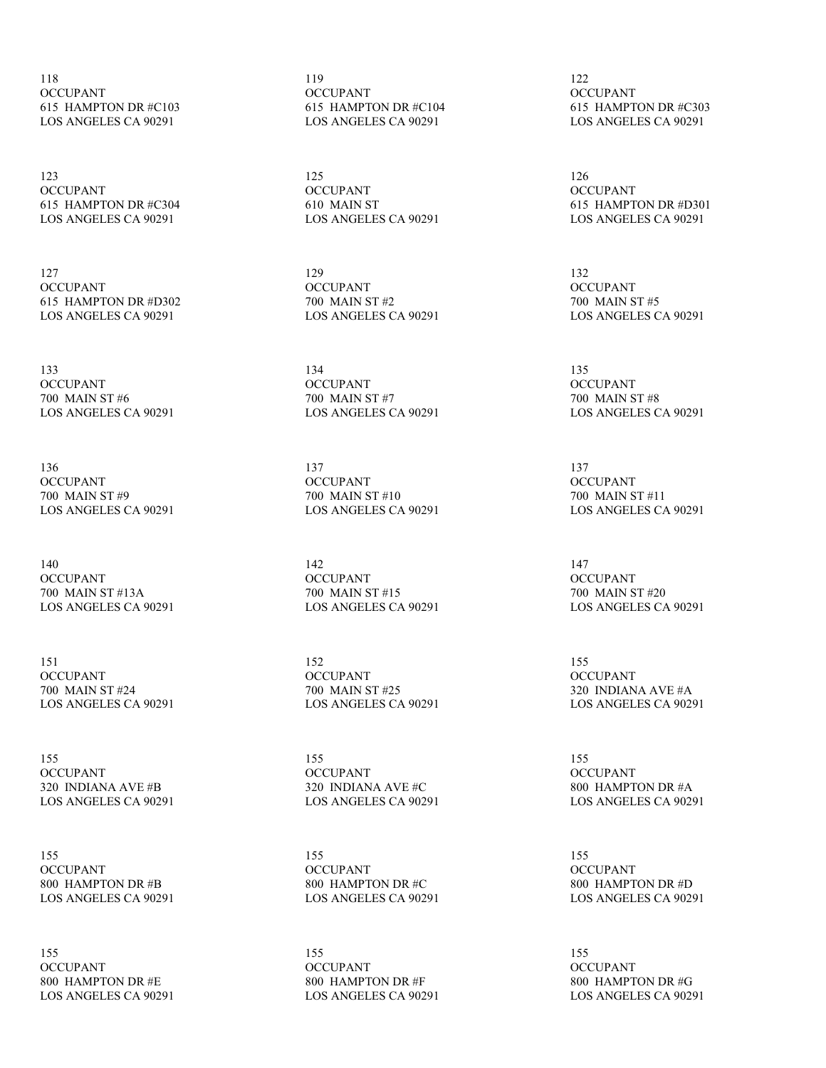118
OCCUPANT
615 HAMPTON DR #C103
LOS ANGELES CA 90291

119
OCCUPANT
615 HAMPTON DR #C104
LOS ANGELES CA 90291

122
OCCUPANT
615 HAMPTON DR #C303
LOS ANGELES CA 90291

123
OCCUPANT
615 HAMPTON DR #C304
LOS ANGELES CA 90291

125
OCCUPANT
610 MAIN ST
LOS ANGELES CA 90291

126
OCCUPANT
615 HAMPTON DR #D301
LOS ANGELES CA 90291

127
OCCUPANT
615 HAMPTON DR #D302
LOS ANGELES CA 90291

129
OCCUPANT
700 MAIN ST #2
LOS ANGELES CA 90291

132
OCCUPANT
700 MAIN ST #5
LOS ANGELES CA 90291

133
OCCUPANT
700 MAIN ST #6
LOS ANGELES CA 90291

134
OCCUPANT
700 MAIN ST #7
LOS ANGELES CA 90291

135
OCCUPANT
700 MAIN ST #8
LOS ANGELES CA 90291

136
OCCUPANT
700 MAIN ST #9
LOS ANGELES CA 90291

137
OCCUPANT
700 MAIN ST #10
LOS ANGELES CA 90291

137
OCCUPANT
700 MAIN ST #11
LOS ANGELES CA 90291

140
OCCUPANT
700 MAIN ST #13A
LOS ANGELES CA 90291

142
OCCUPANT
700 MAIN ST #15
LOS ANGELES CA 90291

147
OCCUPANT
700 MAIN ST #20
LOS ANGELES CA 90291

151
OCCUPANT
700 MAIN ST #24
LOS ANGELES CA 90291

152
OCCUPANT
700 MAIN ST #25
LOS ANGELES CA 90291

155
OCCUPANT
320 INDIANA AVE #A
LOS ANGELES CA 90291

155
OCCUPANT
320 INDIANA AVE #B
LOS ANGELES CA 90291

155
OCCUPANT
320 INDIANA AVE #C
LOS ANGELES CA 90291

155
OCCUPANT
800 HAMPTON DR #A
LOS ANGELES CA 90291

155
OCCUPANT
800 HAMPTON DR #B
LOS ANGELES CA 90291

155
OCCUPANT
800 HAMPTON DR #C
LOS ANGELES CA 90291

155
OCCUPANT
800 HAMPTON DR #D
LOS ANGELES CA 90291

155
OCCUPANT
800 HAMPTON DR #E
LOS ANGELES CA 90291

155
OCCUPANT
800 HAMPTON DR #F
LOS ANGELES CA 90291

155
OCCUPANT
800 HAMPTON DR #G
LOS ANGELES CA 90291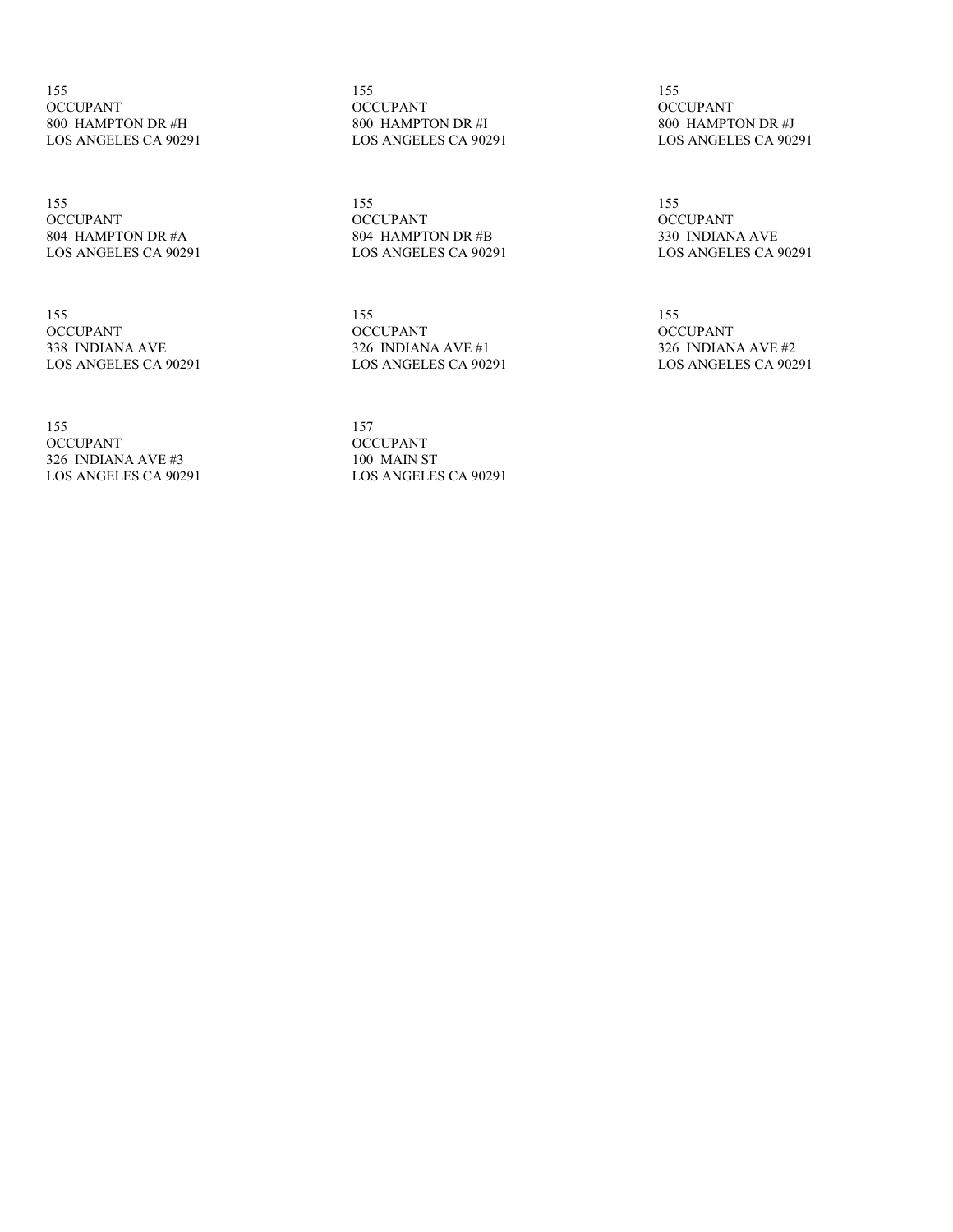155
OCCUPANT
800  HAMPTON DR #H
LOS ANGELES CA 90291

155
OCCUPANT
800  HAMPTON DR #I
LOS ANGELES CA 90291

155
OCCUPANT
800  HAMPTON DR #J
LOS ANGELES CA 90291

155
OCCUPANT
804  HAMPTON DR #A
LOS ANGELES CA 90291

155
OCCUPANT
804  HAMPTON DR #B
LOS ANGELES CA 90291

155
OCCUPANT
330  INDIANA AVE
LOS ANGELES CA 90291

155
OCCUPANT
338  INDIANA AVE
LOS ANGELES CA 90291

155
OCCUPANT
326  INDIANA AVE #1
LOS ANGELES CA 90291

155
OCCUPANT
326  INDIANA AVE #2
LOS ANGELES CA 90291

155
OCCUPANT
326  INDIANA AVE #3
LOS ANGELES CA 90291

157
OCCUPANT
100  MAIN ST
LOS ANGELES CA 90291